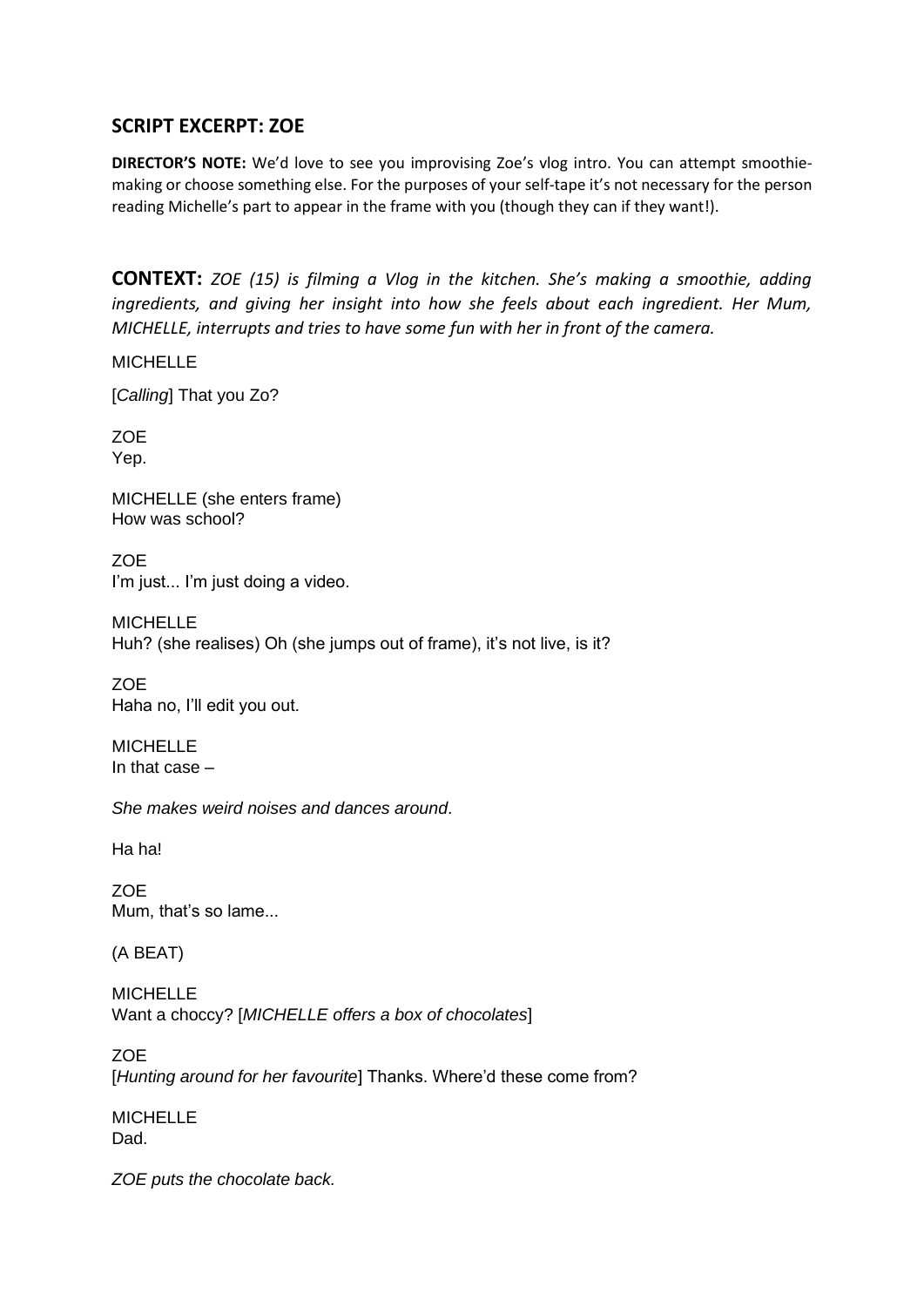## SCRIPT EXCERPT: ZOE

**DIRECTOR'S NOTE:** We'd love to see you improvising Zoe's vlog intro. You can attempt smoothie-making or choose something else. For the purposes of your self-tape it's not necessary for the person reading Michelle's part to appear in the frame with you (though they can if they want!).

**CONTEXT:** *ZOE (15) is filming a Vlog in the kitchen. She's making a smoothie, adding ingredients, and giving her insight into how she feels about each ingredient. Her Mum, MICHELLE, interrupts and tries to have some fun with her in front of the camera.*

MICHELLE

[*Calling*] That you Zo?

ZOE
Yep.

MICHELLE (she enters frame)
How was school?

ZOE
I'm just... I'm just doing a video.

MICHELLE
Huh? (she realises) Oh (she jumps out of frame), it's not live, is it?

ZOE
Haha no, I'll edit you out.

MICHELLE
In that case –

*She makes weird noises and dances around*.

Ha ha!

ZOE
Mum, that's so lame...

(A BEAT)

MICHELLE
Want a choccy? [*MICHELLE offers a box of chocolates*]

ZOE
[*Hunting around for her favourite*] Thanks. Where'd these come from?

MICHELLE
Dad.

*ZOE puts the chocolate back.*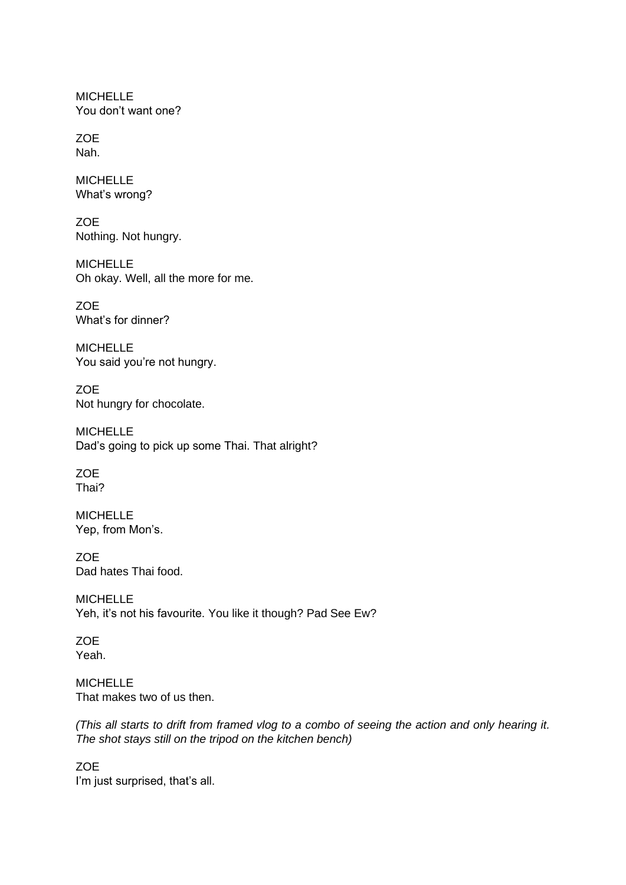MICHELLE
You don't want one?

ZOE
Nah.

MICHELLE
What's wrong?

ZOE
Nothing. Not hungry.

MICHELLE
Oh okay. Well, all the more for me.

ZOE
What's for dinner?

MICHELLE
You said you're not hungry.

ZOE
Not hungry for chocolate.

MICHELLE
Dad's going to pick up some Thai. That alright?

ZOE
Thai?

MICHELLE
Yep, from Mon's.

ZOE
Dad hates Thai food.

MICHELLE
Yeh, it's not his favourite. You like it though? Pad See Ew?

ZOE
Yeah.

MICHELLE
That makes two of us then.

*(This all starts to drift from framed vlog to a combo of seeing the action and only hearing it. The shot stays still on the tripod on the kitchen bench)*

ZOE
I'm just surprised, that's all.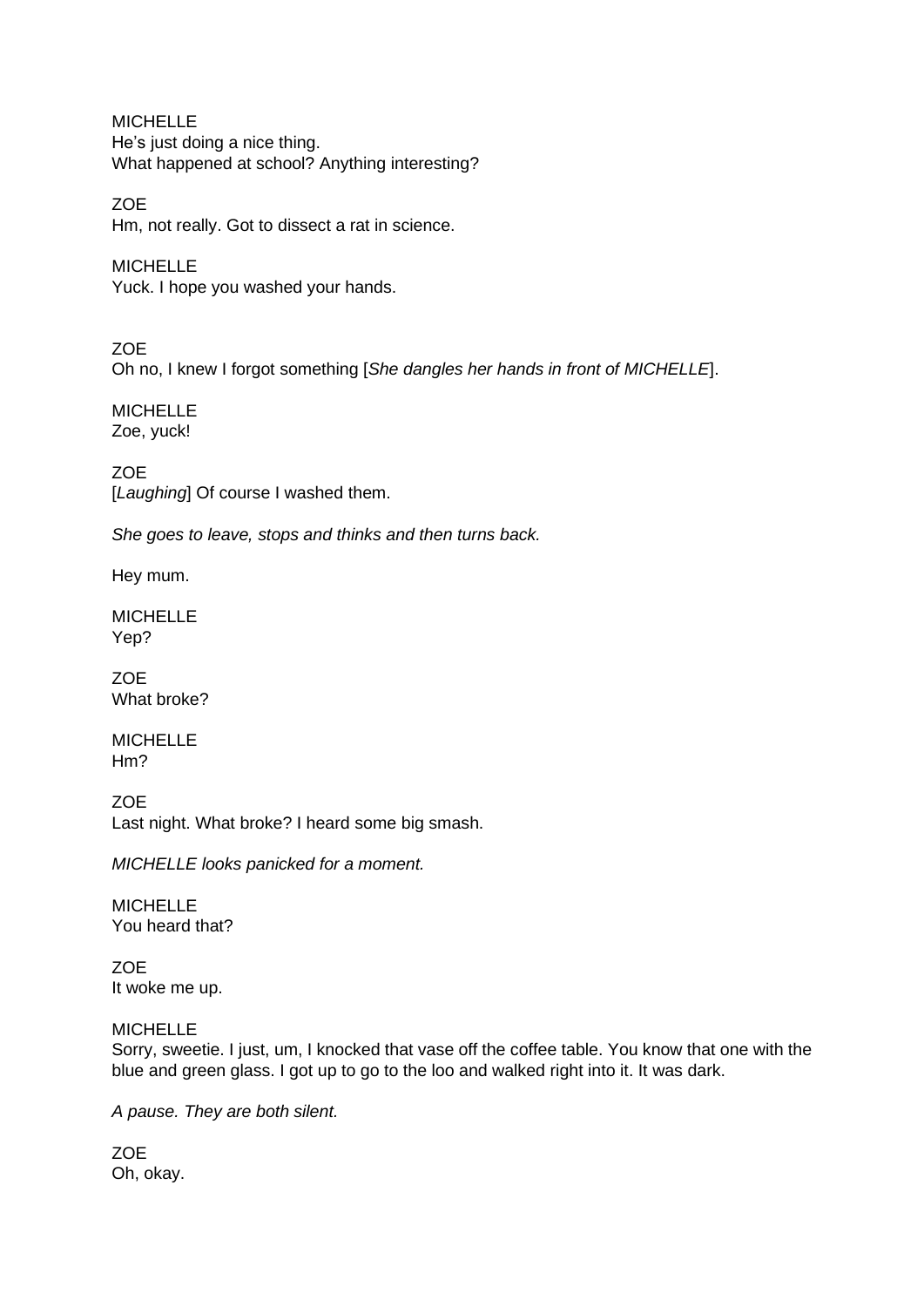MICHELLE
He's just doing a nice thing.
What happened at school? Anything interesting?

ZOE
Hm, not really. Got to dissect a rat in science.

MICHELLE
Yuck. I hope you washed your hands.

ZOE
Oh no, I knew I forgot something [*She dangles her hands in front of MICHELLE*].

MICHELLE
Zoe, yuck!

ZOE
[*Laughing*] Of course I washed them.

*She goes to leave, stops and thinks and then turns back.*

Hey mum.

MICHELLE
Yep?

ZOE
What broke?

MICHELLE
Hm?

ZOE
Last night. What broke? I heard some big smash.

*MICHELLE looks panicked for a moment.*

MICHELLE
You heard that?

ZOE
It woke me up.

MICHELLE
Sorry, sweetie. I just, um, I knocked that vase off the coffee table. You know that one with the blue and green glass. I got up to go to the loo and walked right into it. It was dark.

*A pause. They are both silent.*

ZOE
Oh, okay.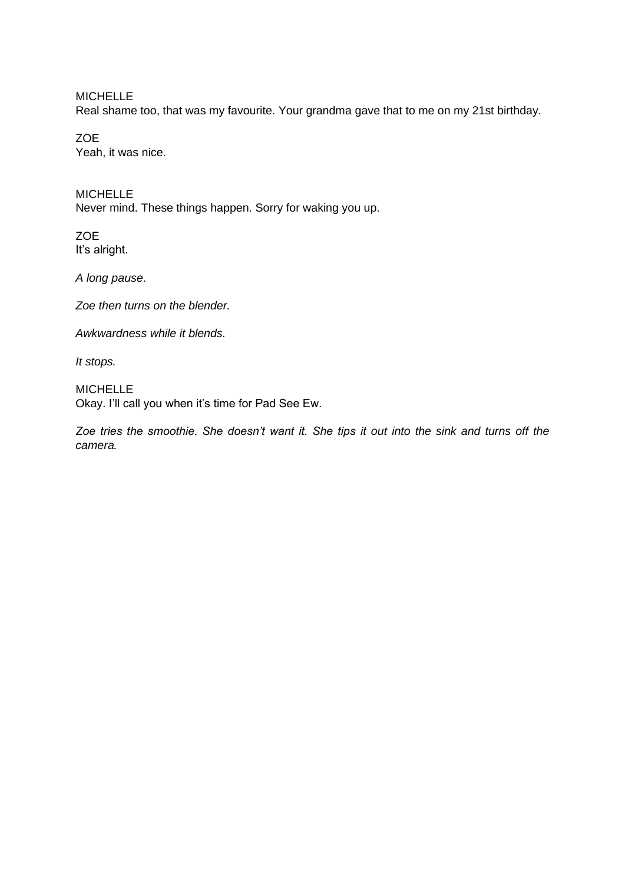MICHELLE
Real shame too, that was my favourite. Your grandma gave that to me on my 21st birthday.

ZOE
Yeah, it was nice.

MICHELLE
Never mind. These things happen. Sorry for waking you up.

ZOE
It's alright.

*A long pause*.

*Zoe then turns on the blender.*

*Awkwardness while it blends.*

*It stops.*

MICHELLE
Okay. I'll call you when it's time for Pad See Ew.

*Zoe tries the smoothie. She doesn't want it. She tips it out into the sink and turns off the camera.*